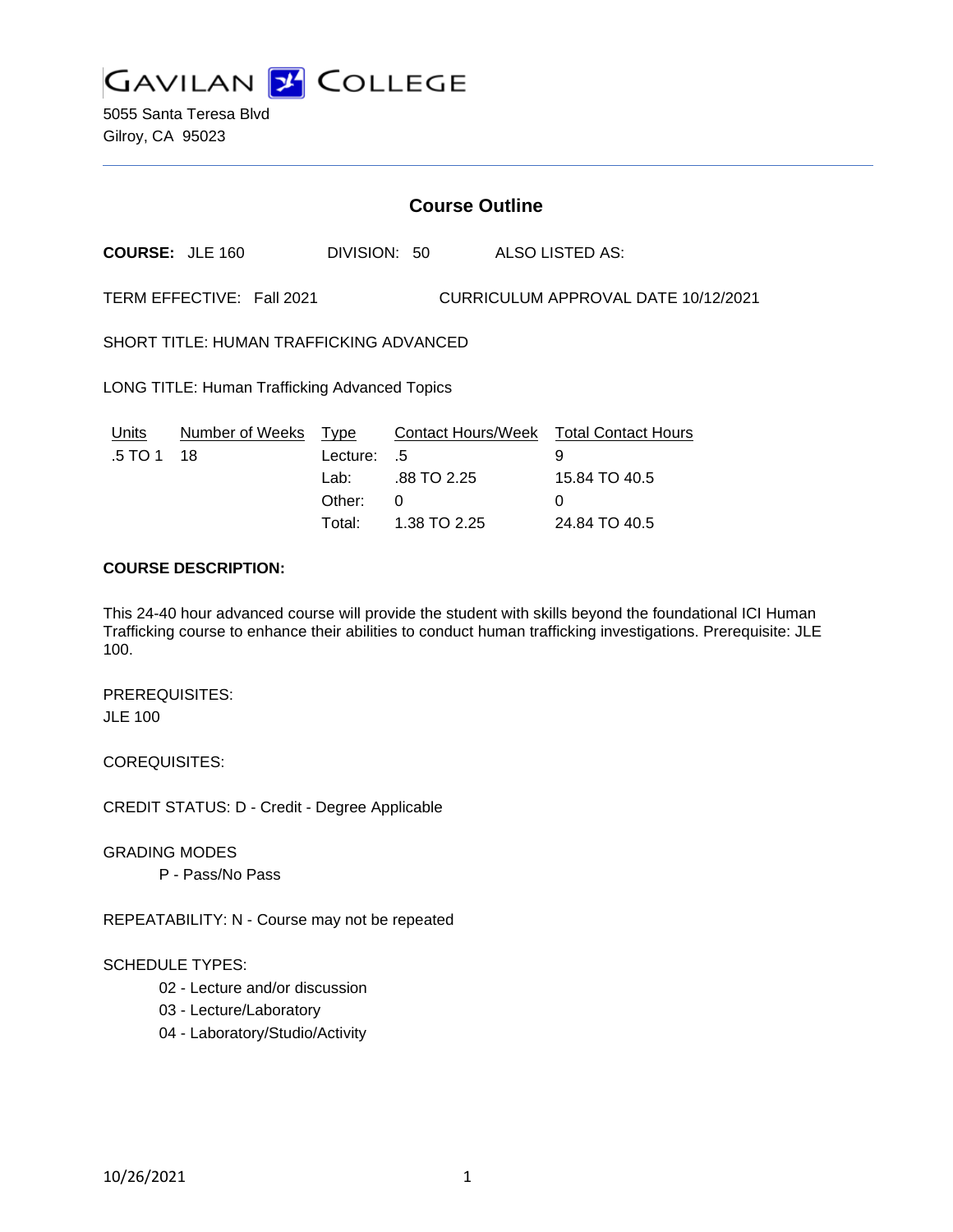# GAVILAN COLLEGE

5055 Santa Teresa Blvd
Gilroy, CA 95023

---

## Course Outline

**COURSE:** JLE 160 DIVISION: 50 ALSO LISTED AS:

TERM EFFECTIVE: Fall 2021 CURRICULUM APPROVAL DATE 10/12/2021

SHORT TITLE: HUMAN TRAFFICKING ADVANCED

LONG TITLE: Human Trafficking Advanced Topics

| Units | Number of Weeks | Type | Contact Hours/Week | Total Contact Hours |
|---|---|---|---|---|
| .5 TO 1 | 18 | Lecture: | .5 | 9 |
| | | Lab: | .88 TO 2.25 | 15.84 TO 40.5 |
| | | Other: | 0 | 0 |
| | | Total: | 1.38 TO 2.25 | 24.84 TO 40.5 |

**COURSE DESCRIPTION:**

This 24-40 hour advanced course will provide the student with skills beyond the foundational ICI Human Trafficking course to enhance their abilities to conduct human trafficking investigations. Prerequisite: JLE 100.

PREREQUISITES:
JLE 100

COREQUISITES:

CREDIT STATUS: D - Credit - Degree Applicable

GRADING MODES
- P - Pass/No Pass

REPEATABILITY: N - Course may not be repeated

SCHEDULE TYPES:
- 02 - Lecture and/or discussion
- 03 - Lecture/Laboratory
- 04 - Laboratory/Studio/Activity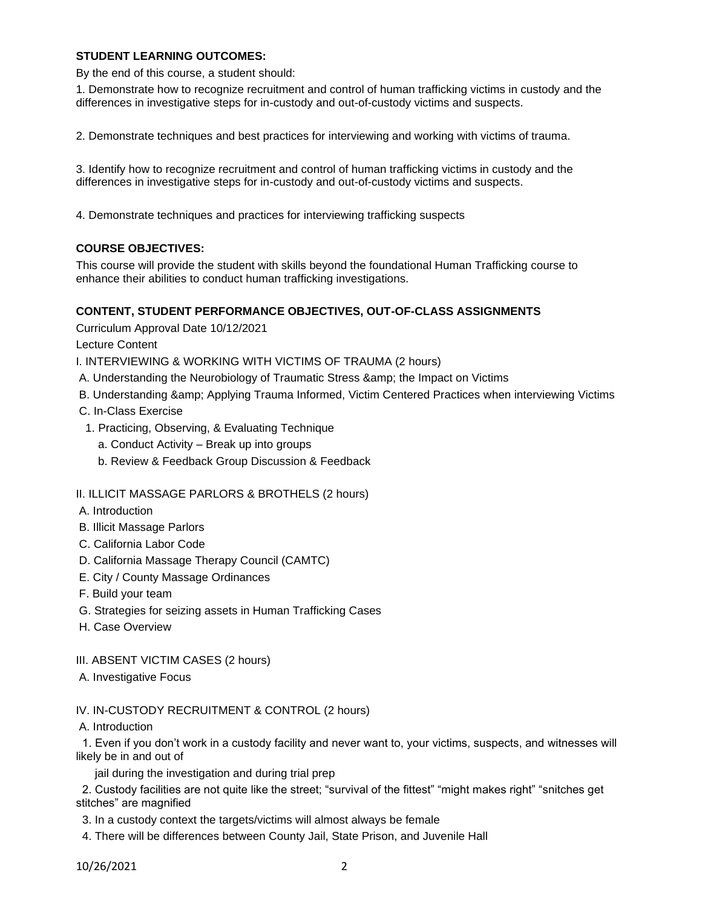**STUDENT LEARNING OUTCOMES:**

By the end of this course, a student should:

1. Demonstrate how to recognize recruitment and control of human trafficking victims in custody and the differences in investigative steps for in-custody and out-of-custody victims and suspects.

2. Demonstrate techniques and best practices for interviewing and working with victims of trauma.

3. Identify how to recognize recruitment and control of human trafficking victims in custody and the differences in investigative steps for in-custody and out-of-custody victims and suspects.

4. Demonstrate techniques and practices for interviewing trafficking suspects

**COURSE OBJECTIVES:**

This course will provide the student with skills beyond the foundational Human Trafficking course to enhance their abilities to conduct human trafficking investigations.

**CONTENT, STUDENT PERFORMANCE OBJECTIVES, OUT-OF-CLASS ASSIGNMENTS**

Curriculum Approval Date 10/12/2021

Lecture Content

I. INTERVIEWING & WORKING WITH VICTIMS OF TRAUMA (2 hours)

A. Understanding the Neurobiology of Traumatic Stress &amp; the Impact on Victims

B. Understanding &amp; Applying Trauma Informed, Victim Centered Practices when interviewing Victims

C. In-Class Exercise

1. Practicing, Observing, & Evaluating Technique

a. Conduct Activity – Break up into groups

b. Review & Feedback Group Discussion & Feedback

II. ILLICIT MASSAGE PARLORS & BROTHELS (2 hours)

A. Introduction

B. Illicit Massage Parlors

C. California Labor Code

D. California Massage Therapy Council (CAMTC)

E. City / County Massage Ordinances

F. Build your team

G. Strategies for seizing assets in Human Trafficking Cases

H. Case Overview

III. ABSENT VICTIM CASES (2 hours)

A. Investigative Focus

IV. IN-CUSTODY RECRUITMENT & CONTROL (2 hours)

A. Introduction

1. Even if you don't work in a custody facility and never want to, your victims, suspects, and witnesses will likely be in and out of jail during the investigation and during trial prep

2. Custody facilities are not quite like the street; "survival of the fittest" "might makes right" "snitches get stitches" are magnified

3. In a custody context the targets/victims will almost always be female

4. There will be differences between County Jail, State Prison, and Juvenile Hall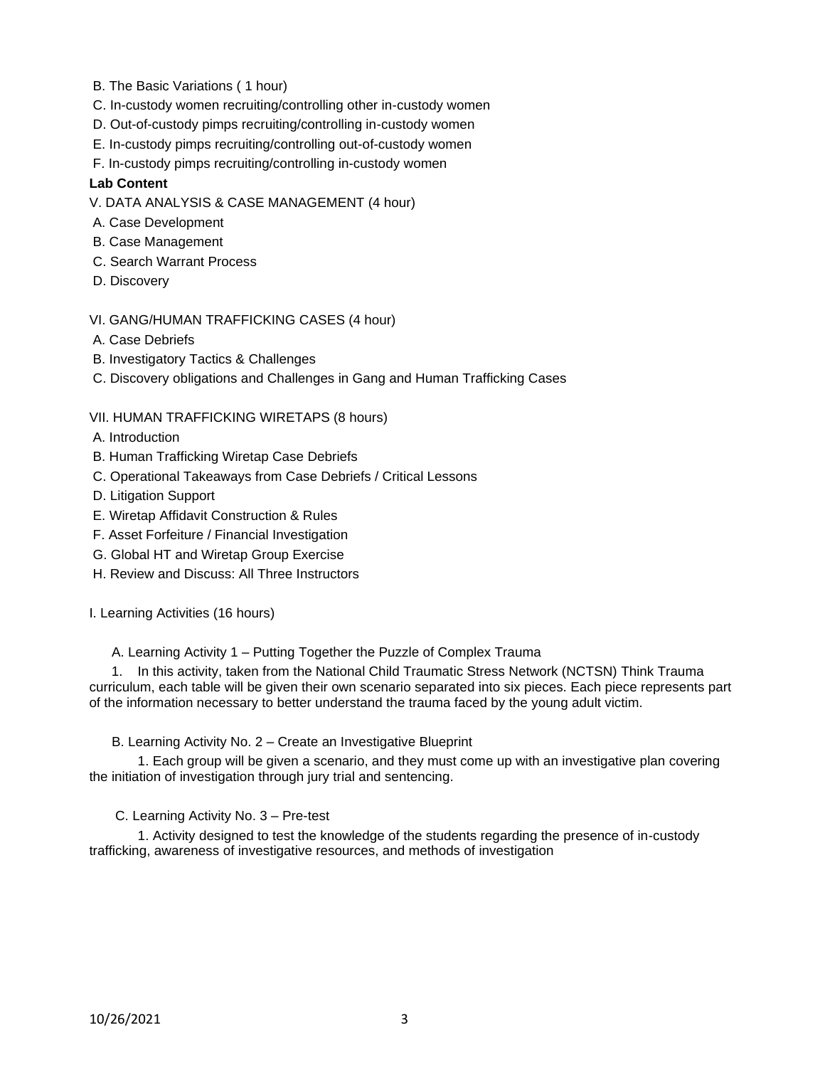B. The Basic Variations ( 1 hour)

C. In-custody women recruiting/controlling other in-custody women

D. Out-of-custody pimps recruiting/controlling in-custody women

E. In-custody pimps recruiting/controlling out-of-custody women

F. In-custody pimps recruiting/controlling in-custody women

**Lab Content**

V. DATA ANALYSIS & CASE MANAGEMENT (4 hour)

A. Case Development

B. Case Management

C. Search Warrant Process

D. Discovery

VI. GANG/HUMAN TRAFFICKING CASES (4 hour)

A. Case Debriefs

B. Investigatory Tactics & Challenges

C. Discovery obligations and Challenges in Gang and Human Trafficking Cases

VII. HUMAN TRAFFICKING WIRETAPS (8 hours)

A. Introduction

B. Human Trafficking Wiretap Case Debriefs

C. Operational Takeaways from Case Debriefs / Critical Lessons

D. Litigation Support

E. Wiretap Affidavit Construction & Rules

F. Asset Forfeiture / Financial Investigation

G. Global HT and Wiretap Group Exercise

H. Review and Discuss: All Three Instructors

I. Learning Activities (16 hours)

A. Learning Activity 1 – Putting Together the Puzzle of Complex Trauma

1. In this activity, taken from the National Child Traumatic Stress Network (NCTSN) Think Trauma curriculum, each table will be given their own scenario separated into six pieces. Each piece represents part of the information necessary to better understand the trauma faced by the young adult victim.

B. Learning Activity No. 2 – Create an Investigative Blueprint

1. Each group will be given a scenario, and they must come up with an investigative plan covering the initiation of investigation through jury trial and sentencing.

C. Learning Activity No. 3 – Pre-test

1. Activity designed to test the knowledge of the students regarding the presence of in-custody trafficking, awareness of investigative resources, and methods of investigation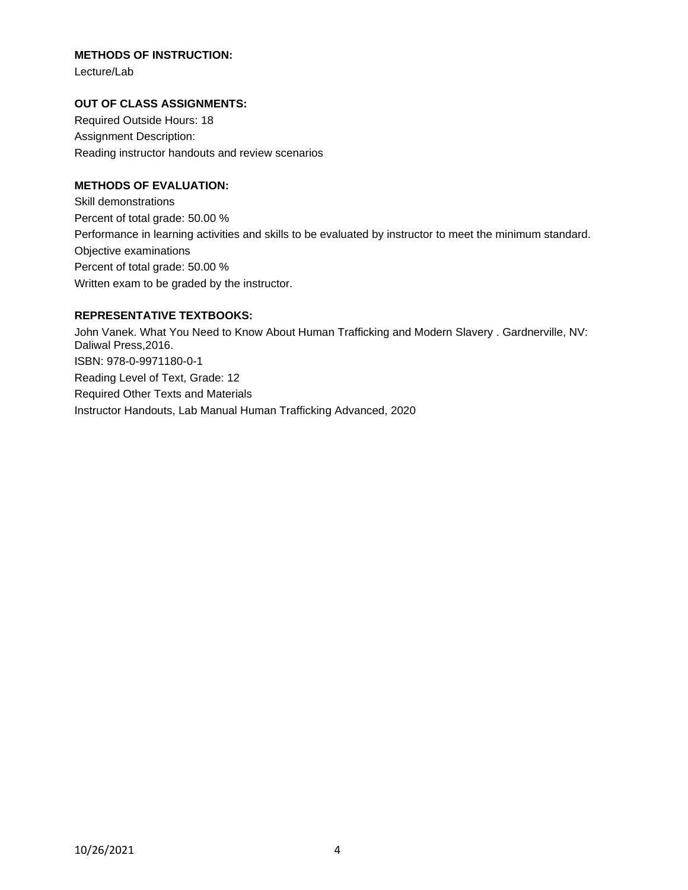**METHODS OF INSTRUCTION:**

Lecture/Lab

**OUT OF CLASS ASSIGNMENTS:**

Required Outside Hours: 18

Assignment Description:

Reading instructor handouts and review scenarios

**METHODS OF EVALUATION:**

Skill demonstrations

Percent of total grade: 50.00 %

Performance in learning activities and skills to be evaluated by instructor to meet the minimum standard.

Objective examinations

Percent of total grade: 50.00 %

Written exam to be graded by the instructor.

**REPRESENTATIVE TEXTBOOKS:**

John Vanek. What You Need to Know About Human Trafficking and Modern Slavery . Gardnerville, NV: Daliwal Press,2016.

ISBN: 978-0-9971180-0-1

Reading Level of Text, Grade: 12

Required Other Texts and Materials

Instructor Handouts, Lab Manual Human Trafficking Advanced, 2020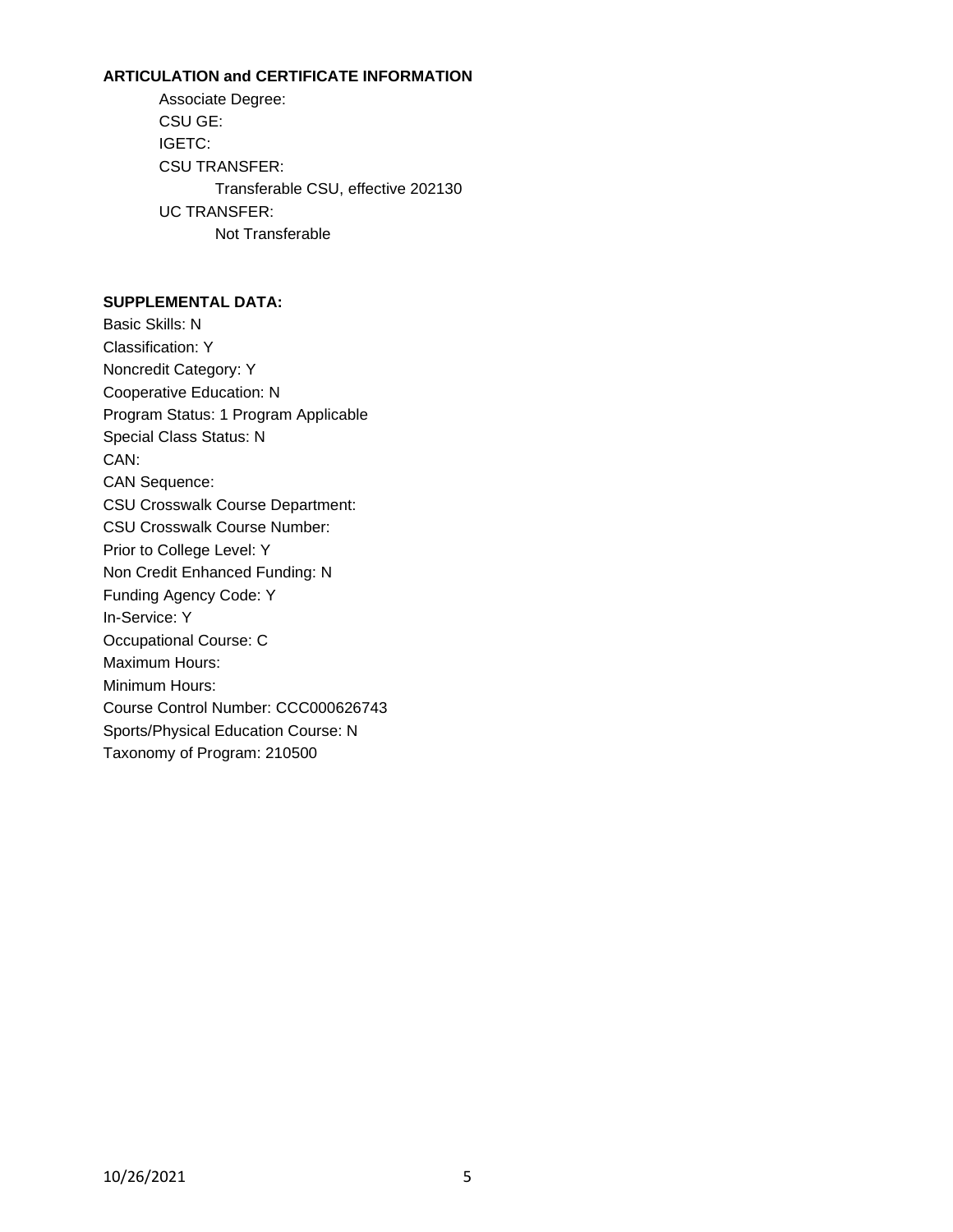**ARTICULATION and CERTIFICATE INFORMATION**

Associate Degree:
CSU GE:
IGETC:
CSU TRANSFER:
Transferable CSU, effective 202130
UC TRANSFER:
Not Transferable

**SUPPLEMENTAL DATA:**

Basic Skills: N
Classification: Y
Noncredit Category: Y
Cooperative Education: N
Program Status: 1 Program Applicable
Special Class Status: N
CAN:
CAN Sequence:
CSU Crosswalk Course Department:
CSU Crosswalk Course Number:
Prior to College Level: Y
Non Credit Enhanced Funding: N
Funding Agency Code: Y
In-Service: Y
Occupational Course: C
Maximum Hours:
Minimum Hours:
Course Control Number: CCC000626743
Sports/Physical Education Course: N
Taxonomy of Program: 210500